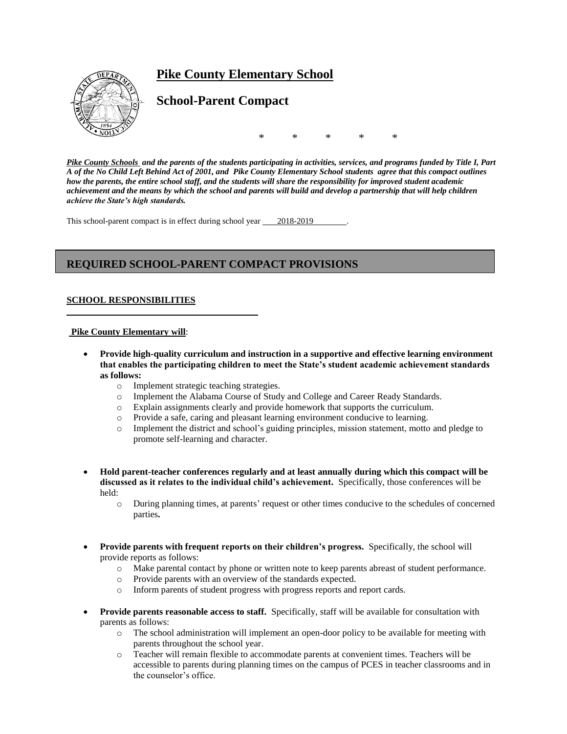# Pike County Elementary School

## School-Parent Compact

\*          \*          \*          \*          \*

***Pike County Schools* and the parents of the students participating in activities, services, and programs funded by Title I, Part A of the No Child Left Behind Act of 2001, and Pike County Elementary School students agree that this compact outlines how the parents, the entire school staff, and the students will share the responsibility for improved student academic achievement and the means by which the school and parents will build and develop a partnership that will help children achieve the State's high standards.**

This school-parent compact is in effect during school year 2018-2019.

## REQUIRED SCHOOL-PARENT COMPACT PROVISIONS

### SCHOOL RESPONSIBILITIES

**Pike County Elementary will**:

- **Provide high-quality curriculum and instruction in a supportive and effective learning environment that enables the participating children to meet the State's student academic achievement standards as follows:**
  - Implement strategic teaching strategies.
  - Implement the Alabama Course of Study and College and Career Ready Standards.
  - Explain assignments clearly and provide homework that supports the curriculum.
  - Provide a safe, caring and pleasant learning environment conducive to learning.
  - Implement the district and school's guiding principles, mission statement, motto and pledge to promote self-learning and character.

- **Hold parent-teacher conferences regularly and at least annually during which this compact will be discussed as it relates to the individual child's achievement.** Specifically, those conferences will be held:
  - During planning times, at parents' request or other times conducive to the schedules of concerned parties**.**

- **Provide parents with frequent reports on their children's progress.** Specifically, the school will provide reports as follows:
  - Make parental contact by phone or written note to keep parents abreast of student performance.
  - Provide parents with an overview of the standards expected.
  - Inform parents of student progress with progress reports and report cards.

- **Provide parents reasonable access to staff.** Specifically, staff will be available for consultation with parents as follows:
  - The school administration will implement an open-door policy to be available for meeting with parents throughout the school year.
  - Teacher will remain flexible to accommodate parents at convenient times. Teachers will be accessible to parents during planning times on the campus of PCES in teacher classrooms and in the counselor's office.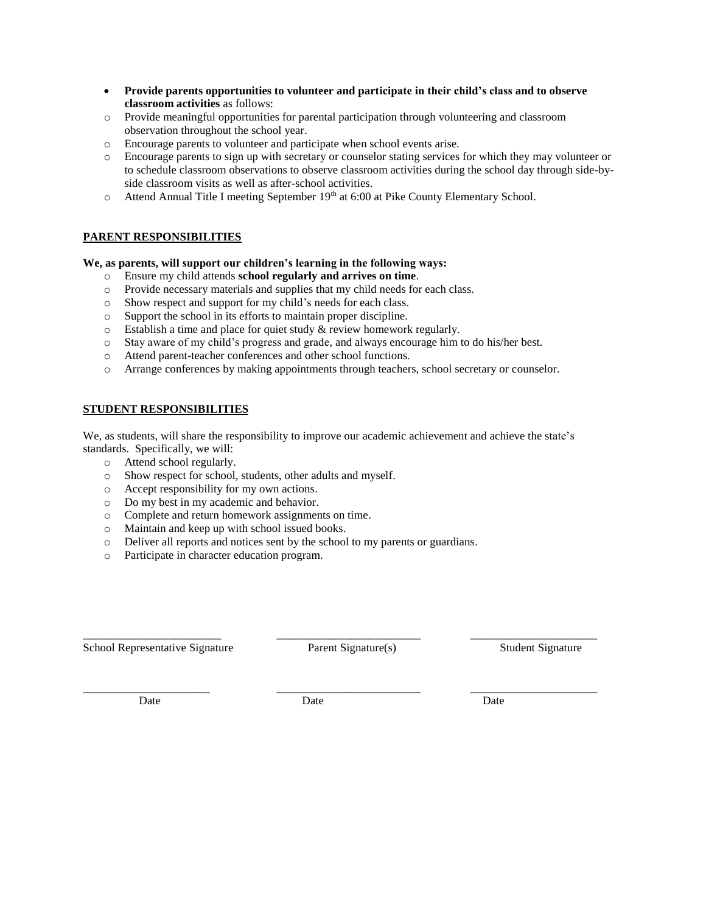- **Provide parents opportunities to volunteer and participate in their child's class and to observe classroom activities** as follows:
  - Provide meaningful opportunities for parental participation through volunteering and classroom observation throughout the school year.
  - Encourage parents to volunteer and participate when school events arise.
  - Encourage parents to sign up with secretary or counselor stating services for which they may volunteer or to schedule classroom observations to observe classroom activities during the school day through side-by-side classroom visits as well as after-school activities.
  - Attend Annual Title I meeting September 19th at 6:00 at Pike County Elementary School.

**PARENT RESPONSIBILITIES**

**We, as parents, will support our children's learning in the following ways:**

- Ensure my child attends **school regularly and arrives on time**.
- Provide necessary materials and supplies that my child needs for each class.
- Show respect and support for my child's needs for each class.
- Support the school in its efforts to maintain proper discipline.
- Establish a time and place for quiet study & review homework regularly.
- Stay aware of my child's progress and grade, and always encourage him to do his/her best.
- Attend parent-teacher conferences and other school functions.
- Arrange conferences by making appointments through teachers, school secretary or counselor.

**STUDENT RESPONSIBILITIES**

We, as students, will share the responsibility to improve our academic achievement and achieve the state's standards. Specifically, we will:

- Attend school regularly.
- Show respect for school, students, other adults and myself.
- Accept responsibility for my own actions.
- Do my best in my academic and behavior.
- Complete and return homework assignments on time.
- Maintain and keep up with school issued books.
- Deliver all reports and notices sent by the school to my parents or guardians.
- Participate in character education program.

| | | |
|---|---|---|
| ________________________ | ________________________ | ________________________ |
| School Representative Signature | Parent Signature(s) | Student Signature |
| ________________________ | ________________________ | ________________________ |
| Date | Date | Date |